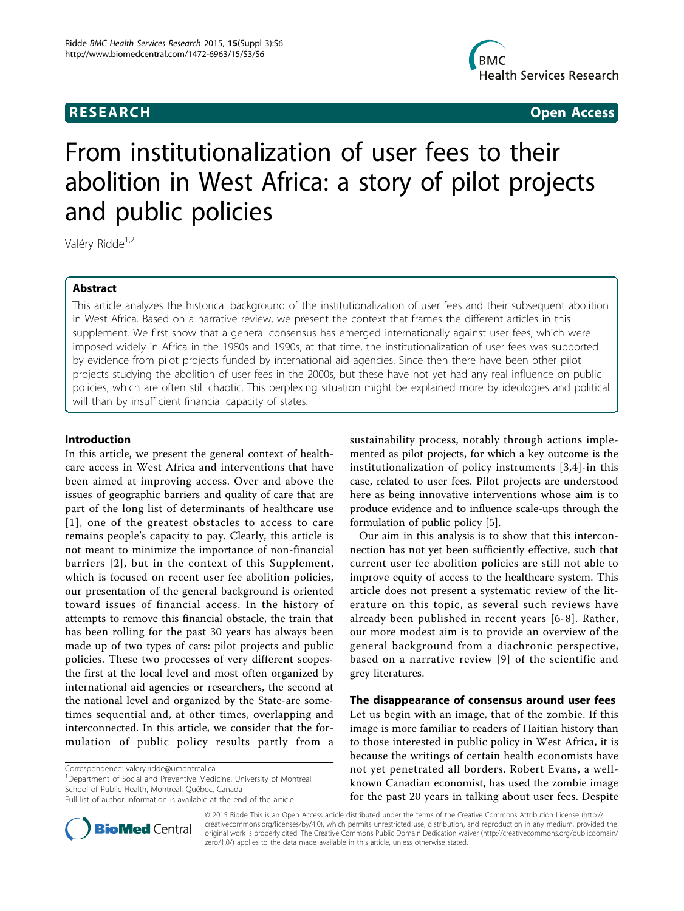**RESEARCH** **Open Access**

# From institutionalization of user fees to their abolition in West Africa: a story of pilot projects and public policies

Valéry Ridde[1,2]

## Abstract

This article analyzes the historical background of the institutionalization of user fees and their subsequent abolition in West Africa. Based on a narrative review, we present the context that frames the different articles in this supplement. We first show that a general consensus has emerged internationally against user fees, which were imposed widely in Africa in the 1980s and 1990s; at that time, the institutionalization of user fees was supported by evidence from pilot projects funded by international aid agencies. Since then there have been other pilot projects studying the abolition of user fees in the 2000s, but these have not yet had any real influence on public policies, which are often still chaotic. This perplexing situation might be explained more by ideologies and political will than by insufficient financial capacity of states.

## Introduction

In this article, we present the general context of healthcare access in West Africa and interventions that have been aimed at improving access. Over and above the issues of geographic barriers and quality of care that are part of the long list of determinants of healthcare use [1], one of the greatest obstacles to access to care remains people's capacity to pay. Clearly, this article is not meant to minimize the importance of non-financial barriers [2], but in the context of this Supplement, which is focused on recent user fee abolition policies, our presentation of the general background is oriented toward issues of financial access. In the history of attempts to remove this financial obstacle, the train that has been rolling for the past 30 years has always been made up of two types of cars: pilot projects and public policies. These two processes of very different scopes-the first at the local level and most often organized by international aid agencies or researchers, the second at the national level and organized by the State-are sometimes sequential and, at other times, overlapping and interconnected. In this article, we consider that the formulation of public policy results partly from a sustainability process, notably through actions implemented as pilot projects, for which a key outcome is the institutionalization of policy instruments [3,4]-in this case, related to user fees. Pilot projects are understood here as being innovative interventions whose aim is to produce evidence and to influence scale-ups through the formulation of public policy [5].

Our aim in this analysis is to show that this interconnection has not yet been sufficiently effective, such that current user fee abolition policies are still not able to improve equity of access to the healthcare system. This article does not present a systematic review of the literature on this topic, as several such reviews have already been published in recent years [6-8]. Rather, our more modest aim is to provide an overview of the general background from a diachronic perspective, based on a narrative review [9] of the scientific and grey literatures.

### The disappearance of consensus around user fees

Let us begin with an image, that of the zombie. If this image is more familiar to readers of Haitian history than to those interested in public policy in West Africa, it is because the writings of certain health economists have not yet penetrated all borders. Robert Evans, a well-known Canadian economist, has used the zombie image for the past 20 years in talking about user fees. Despite

Correspondence: valery.ridde@umontreal.ca
[1]Department of Social and Preventive Medicine, University of Montreal School of Public Health, Montreal, Québec, Canada
Full list of author information is available at the end of the article

© 2015 Ridde This is an Open Access article distributed under the terms of the Creative Commons Attribution License (http://creativecommons.org/licenses/by/4.0), which permits unrestricted use, distribution, and reproduction in any medium, provided the original work is properly cited. The Creative Commons Public Domain Dedication waiver (http://creativecommons.org/publicdomain/zero/1.0/) applies to the data made available in this article, unless otherwise stated.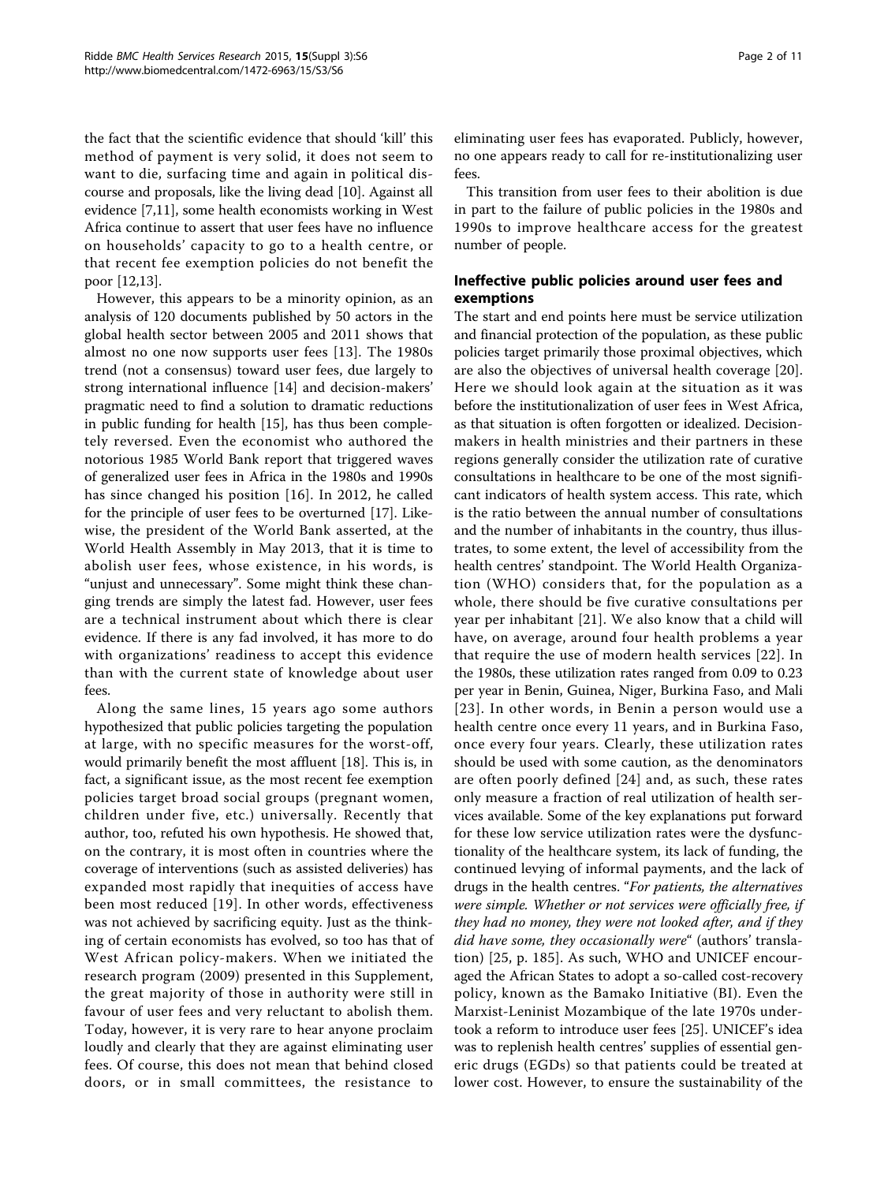the fact that the scientific evidence that should 'kill' this method of payment is very solid, it does not seem to want to die, surfacing time and again in political discourse and proposals, like the living dead [10]. Against all evidence [7,11], some health economists working in West Africa continue to assert that user fees have no influence on households' capacity to go to a health centre, or that recent fee exemption policies do not benefit the poor [12,13].

However, this appears to be a minority opinion, as an analysis of 120 documents published by 50 actors in the global health sector between 2005 and 2011 shows that almost no one now supports user fees [13]. The 1980s trend (not a consensus) toward user fees, due largely to strong international influence [14] and decision-makers' pragmatic need to find a solution to dramatic reductions in public funding for health [15], has thus been completely reversed. Even the economist who authored the notorious 1985 World Bank report that triggered waves of generalized user fees in Africa in the 1980s and 1990s has since changed his position [16]. In 2012, he called for the principle of user fees to be overturned [17]. Likewise, the president of the World Bank asserted, at the World Health Assembly in May 2013, that it is time to abolish user fees, whose existence, in his words, is "unjust and unnecessary". Some might think these changing trends are simply the latest fad. However, user fees are a technical instrument about which there is clear evidence. If there is any fad involved, it has more to do with organizations' readiness to accept this evidence than with the current state of knowledge about user fees.

Along the same lines, 15 years ago some authors hypothesized that public policies targeting the population at large, with no specific measures for the worst-off, would primarily benefit the most affluent [18]. This is, in fact, a significant issue, as the most recent fee exemption policies target broad social groups (pregnant women, children under five, etc.) universally. Recently that author, too, refuted his own hypothesis. He showed that, on the contrary, it is most often in countries where the coverage of interventions (such as assisted deliveries) has expanded most rapidly that inequities of access have been most reduced [19]. In other words, effectiveness was not achieved by sacrificing equity. Just as the thinking of certain economists has evolved, so too has that of West African policy-makers. When we initiated the research program (2009) presented in this Supplement, the great majority of those in authority were still in favour of user fees and very reluctant to abolish them. Today, however, it is very rare to hear anyone proclaim loudly and clearly that they are against eliminating user fees. Of course, this does not mean that behind closed doors, or in small committees, the resistance to eliminating user fees has evaporated. Publicly, however, no one appears ready to call for re-institutionalizing user fees.

This transition from user fees to their abolition is due in part to the failure of public policies in the 1980s and 1990s to improve healthcare access for the greatest number of people.

## Ineffective public policies around user fees and exemptions

The start and end points here must be service utilization and financial protection of the population, as these public policies target primarily those proximal objectives, which are also the objectives of universal health coverage [20]. Here we should look again at the situation as it was before the institutionalization of user fees in West Africa, as that situation is often forgotten or idealized. Decision-makers in health ministries and their partners in these regions generally consider the utilization rate of curative consultations in healthcare to be one of the most significant indicators of health system access. This rate, which is the ratio between the annual number of consultations and the number of inhabitants in the country, thus illustrates, to some extent, the level of accessibility from the health centres' standpoint. The World Health Organization (WHO) considers that, for the population as a whole, there should be five curative consultations per year per inhabitant [21]. We also know that a child will have, on average, around four health problems a year that require the use of modern health services [22]. In the 1980s, these utilization rates ranged from 0.09 to 0.23 per year in Benin, Guinea, Niger, Burkina Faso, and Mali [23]. In other words, in Benin a person would use a health centre once every 11 years, and in Burkina Faso, once every four years. Clearly, these utilization rates should be used with some caution, as the denominators are often poorly defined [24] and, as such, these rates only measure a fraction of real utilization of health services available. Some of the key explanations put forward for these low service utilization rates were the dysfunctionality of the healthcare system, its lack of funding, the continued levying of informal payments, and the lack of drugs in the health centres. "*For patients, the alternatives were simple. Whether or not services were officially free, if they had no money, they were not looked after, and if they did have some, they occasionally were*" (authors' translation) [25, p. 185]. As such, WHO and UNICEF encouraged the African States to adopt a so-called cost-recovery policy, known as the Bamako Initiative (BI). Even the Marxist-Leninist Mozambique of the late 1970s undertook a reform to introduce user fees [25]. UNICEF's idea was to replenish health centres' supplies of essential generic drugs (EGDs) so that patients could be treated at lower cost. However, to ensure the sustainability of the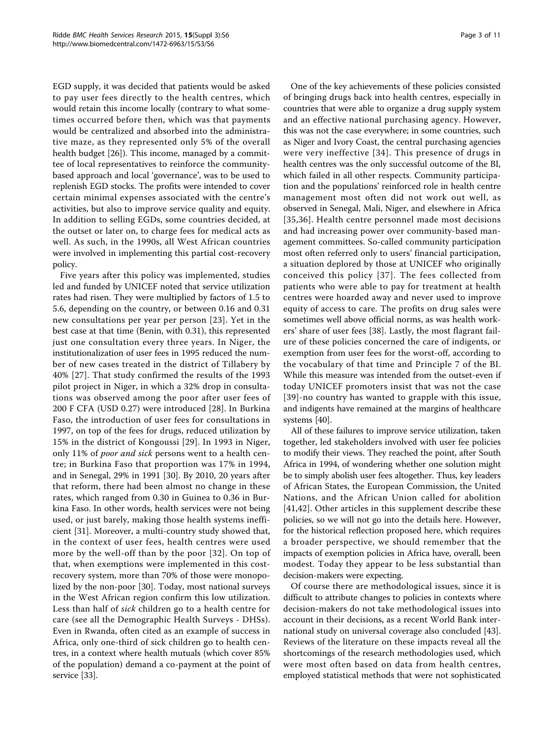EGD supply, it was decided that patients would be asked to pay user fees directly to the health centres, which would retain this income locally (contrary to what sometimes occurred before then, which was that payments would be centralized and absorbed into the administrative maze, as they represented only 5% of the overall health budget [26]). This income, managed by a committee of local representatives to reinforce the community-based approach and local 'governance', was to be used to replenish EGD stocks. The profits were intended to cover certain minimal expenses associated with the centre's activities, but also to improve service quality and equity. In addition to selling EGDs, some countries decided, at the outset or later on, to charge fees for medical acts as well. As such, in the 1990s, all West African countries were involved in implementing this partial cost-recovery policy.

Five years after this policy was implemented, studies led and funded by UNICEF noted that service utilization rates had risen. They were multiplied by factors of 1.5 to 5.6, depending on the country, or between 0.16 and 0.31 new consultations per year per person [23]. Yet in the best case at that time (Benin, with 0.31), this represented just one consultation every three years. In Niger, the institutionalization of user fees in 1995 reduced the number of new cases treated in the district of Tillabery by 40% [27]. That study confirmed the results of the 1993 pilot project in Niger, in which a 32% drop in consultations was observed among the poor after user fees of 200 F CFA (USD 0.27) were introduced [28]. In Burkina Faso, the introduction of user fees for consultations in 1997, on top of the fees for drugs, reduced utilization by 15% in the district of Kongoussi [29]. In 1993 in Niger, only 11% of *poor and sick* persons went to a health centre; in Burkina Faso that proportion was 17% in 1994, and in Senegal, 29% in 1991 [30]. By 2010, 20 years after that reform, there had been almost no change in these rates, which ranged from 0.30 in Guinea to 0.36 in Burkina Faso. In other words, health services were not being used, or just barely, making those health systems inefficient [31]. Moreover, a multi-country study showed that, in the context of user fees, health centres were used more by the well-off than by the poor [32]. On top of that, when exemptions were implemented in this cost-recovery system, more than 70% of those were monopolized by the non-poor [30]. Today, most national surveys in the West African region confirm this low utilization. Less than half of *sick* children go to a health centre for care (see all the Demographic Health Surveys - DHSs). Even in Rwanda, often cited as an example of success in Africa, only one-third of sick children go to health centres, in a context where health mutuals (which cover 85% of the population) demand a co-payment at the point of service [33].

One of the key achievements of these policies consisted of bringing drugs back into health centres, especially in countries that were able to organize a drug supply system and an effective national purchasing agency. However, this was not the case everywhere; in some countries, such as Niger and Ivory Coast, the central purchasing agencies were very ineffective [34]. This presence of drugs in health centres was the only successful outcome of the BI, which failed in all other respects. Community participation and the populations' reinforced role in health centre management most often did not work out well, as observed in Senegal, Mali, Niger, and elsewhere in Africa [35,36]. Health centre personnel made most decisions and had increasing power over community-based management committees. So-called community participation most often referred only to users' financial participation, a situation deplored by those at UNICEF who originally conceived this policy [37]. The fees collected from patients who were able to pay for treatment at health centres were hoarded away and never used to improve equity of access to care. The profits on drug sales were sometimes well above official norms, as was health workers' share of user fees [38]. Lastly, the most flagrant failure of these policies concerned the care of indigents, or exemption from user fees for the worst-off, according to the vocabulary of that time and Principle 7 of the BI. While this measure was intended from the outset-even if today UNICEF promoters insist that was not the case [39]-no country has wanted to grapple with this issue, and indigents have remained at the margins of healthcare systems [40].

All of these failures to improve service utilization, taken together, led stakeholders involved with user fee policies to modify their views. They reached the point, after South Africa in 1994, of wondering whether one solution might be to simply abolish user fees altogether. Thus, key leaders of African States, the European Commission, the United Nations, and the African Union called for abolition [41,42]. Other articles in this supplement describe these policies, so we will not go into the details here. However, for the historical reflection proposed here, which requires a broader perspective, we should remember that the impacts of exemption policies in Africa have, overall, been modest. Today they appear to be less substantial than decision-makers were expecting.

Of course there are methodological issues, since it is difficult to attribute changes to policies in contexts where decision-makers do not take methodological issues into account in their decisions, as a recent World Bank international study on universal coverage also concluded [43]. Reviews of the literature on these impacts reveal all the shortcomings of the research methodologies used, which were most often based on data from health centres, employed statistical methods that were not sophisticated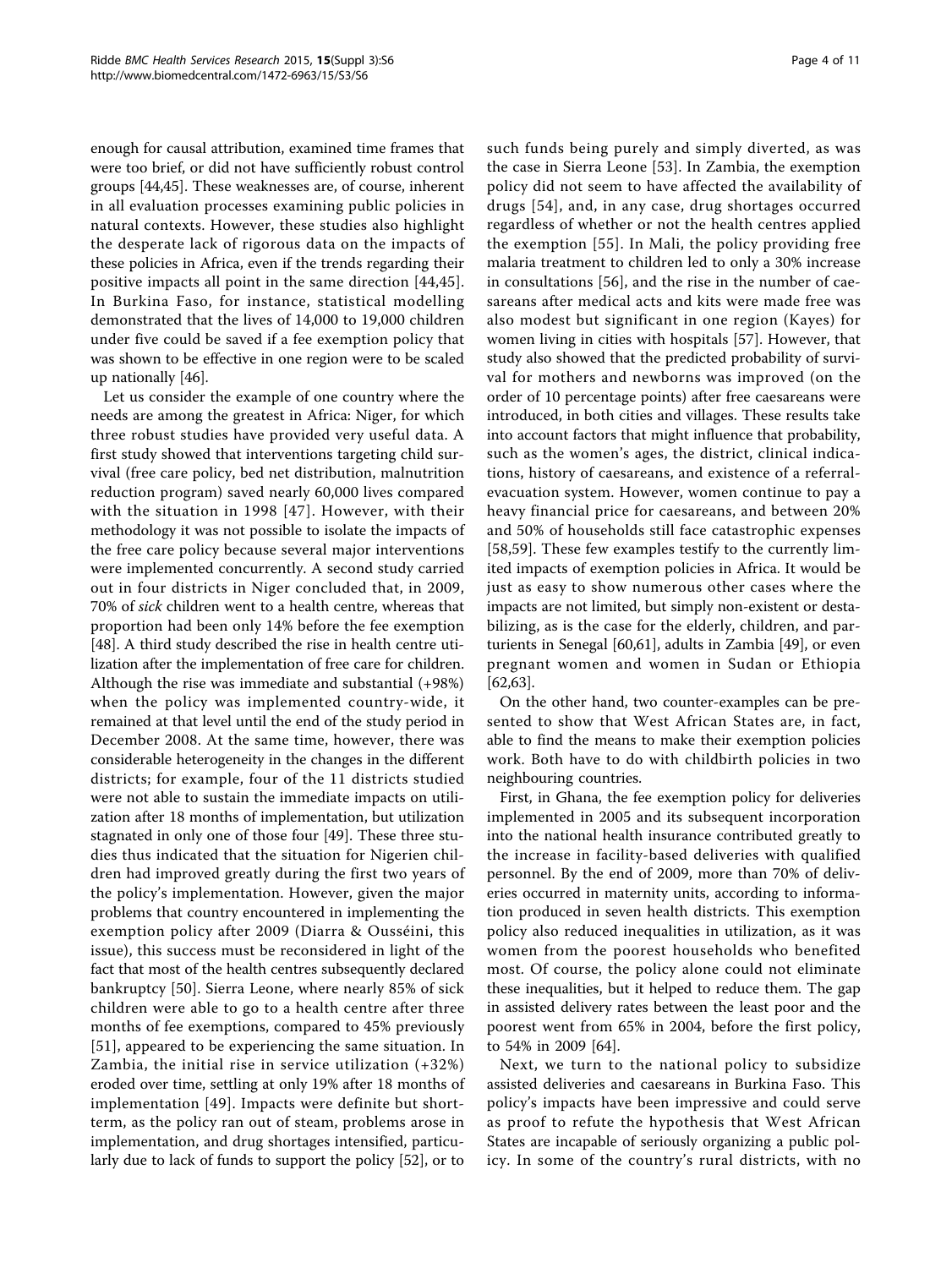enough for causal attribution, examined time frames that were too brief, or did not have sufficiently robust control groups [44,45]. These weaknesses are, of course, inherent in all evaluation processes examining public policies in natural contexts. However, these studies also highlight the desperate lack of rigorous data on the impacts of these policies in Africa, even if the trends regarding their positive impacts all point in the same direction [44,45]. In Burkina Faso, for instance, statistical modelling demonstrated that the lives of 14,000 to 19,000 children under five could be saved if a fee exemption policy that was shown to be effective in one region were to be scaled up nationally [46].

Let us consider the example of one country where the needs are among the greatest in Africa: Niger, for which three robust studies have provided very useful data. A first study showed that interventions targeting child survival (free care policy, bed net distribution, malnutrition reduction program) saved nearly 60,000 lives compared with the situation in 1998 [47]. However, with their methodology it was not possible to isolate the impacts of the free care policy because several major interventions were implemented concurrently. A second study carried out in four districts in Niger concluded that, in 2009, 70% of *sick* children went to a health centre, whereas that proportion had been only 14% before the fee exemption [48]. A third study described the rise in health centre utilization after the implementation of free care for children. Although the rise was immediate and substantial (+98%) when the policy was implemented country-wide, it remained at that level until the end of the study period in December 2008. At the same time, however, there was considerable heterogeneity in the changes in the different districts; for example, four of the 11 districts studied were not able to sustain the immediate impacts on utilization after 18 months of implementation, but utilization stagnated in only one of those four [49]. These three studies thus indicated that the situation for Nigerien children had improved greatly during the first two years of the policy's implementation. However, given the major problems that country encountered in implementing the exemption policy after 2009 (Diarra & Ousséini, this issue), this success must be reconsidered in light of the fact that most of the health centres subsequently declared bankruptcy [50]. Sierra Leone, where nearly 85% of sick children were able to go to a health centre after three months of fee exemptions, compared to 45% previously [51], appeared to be experiencing the same situation. In Zambia, the initial rise in service utilization (+32%) eroded over time, settling at only 19% after 18 months of implementation [49]. Impacts were definite but short-term, as the policy ran out of steam, problems arose in implementation, and drug shortages intensified, particularly due to lack of funds to support the policy [52], or to such funds being purely and simply diverted, as was the case in Sierra Leone [53]. In Zambia, the exemption policy did not seem to have affected the availability of drugs [54], and, in any case, drug shortages occurred regardless of whether or not the health centres applied the exemption [55]. In Mali, the policy providing free malaria treatment to children led to only a 30% increase in consultations [56], and the rise in the number of caesareans after medical acts and kits were made free was also modest but significant in one region (Kayes) for women living in cities with hospitals [57]. However, that study also showed that the predicted probability of survival for mothers and newborns was improved (on the order of 10 percentage points) after free caesareans were introduced, in both cities and villages. These results take into account factors that might influence that probability, such as the women's ages, the district, clinical indications, history of caesareans, and existence of a referral-evacuation system. However, women continue to pay a heavy financial price for caesareans, and between 20% and 50% of households still face catastrophic expenses [58,59]. These few examples testify to the currently limited impacts of exemption policies in Africa. It would be just as easy to show numerous other cases where the impacts are not limited, but simply non-existent or destabilizing, as is the case for the elderly, children, and parturients in Senegal [60,61], adults in Zambia [49], or even pregnant women and women in Sudan or Ethiopia [62,63].

On the other hand, two counter-examples can be presented to show that West African States are, in fact, able to find the means to make their exemption policies work. Both have to do with childbirth policies in two neighbouring countries.

First, in Ghana, the fee exemption policy for deliveries implemented in 2005 and its subsequent incorporation into the national health insurance contributed greatly to the increase in facility-based deliveries with qualified personnel. By the end of 2009, more than 70% of deliveries occurred in maternity units, according to information produced in seven health districts. This exemption policy also reduced inequalities in utilization, as it was women from the poorest households who benefited most. Of course, the policy alone could not eliminate these inequalities, but it helped to reduce them. The gap in assisted delivery rates between the least poor and the poorest went from 65% in 2004, before the first policy, to 54% in 2009 [64].

Next, we turn to the national policy to subsidize assisted deliveries and caesareans in Burkina Faso. This policy's impacts have been impressive and could serve as proof to refute the hypothesis that West African States are incapable of seriously organizing a public policy. In some of the country's rural districts, with no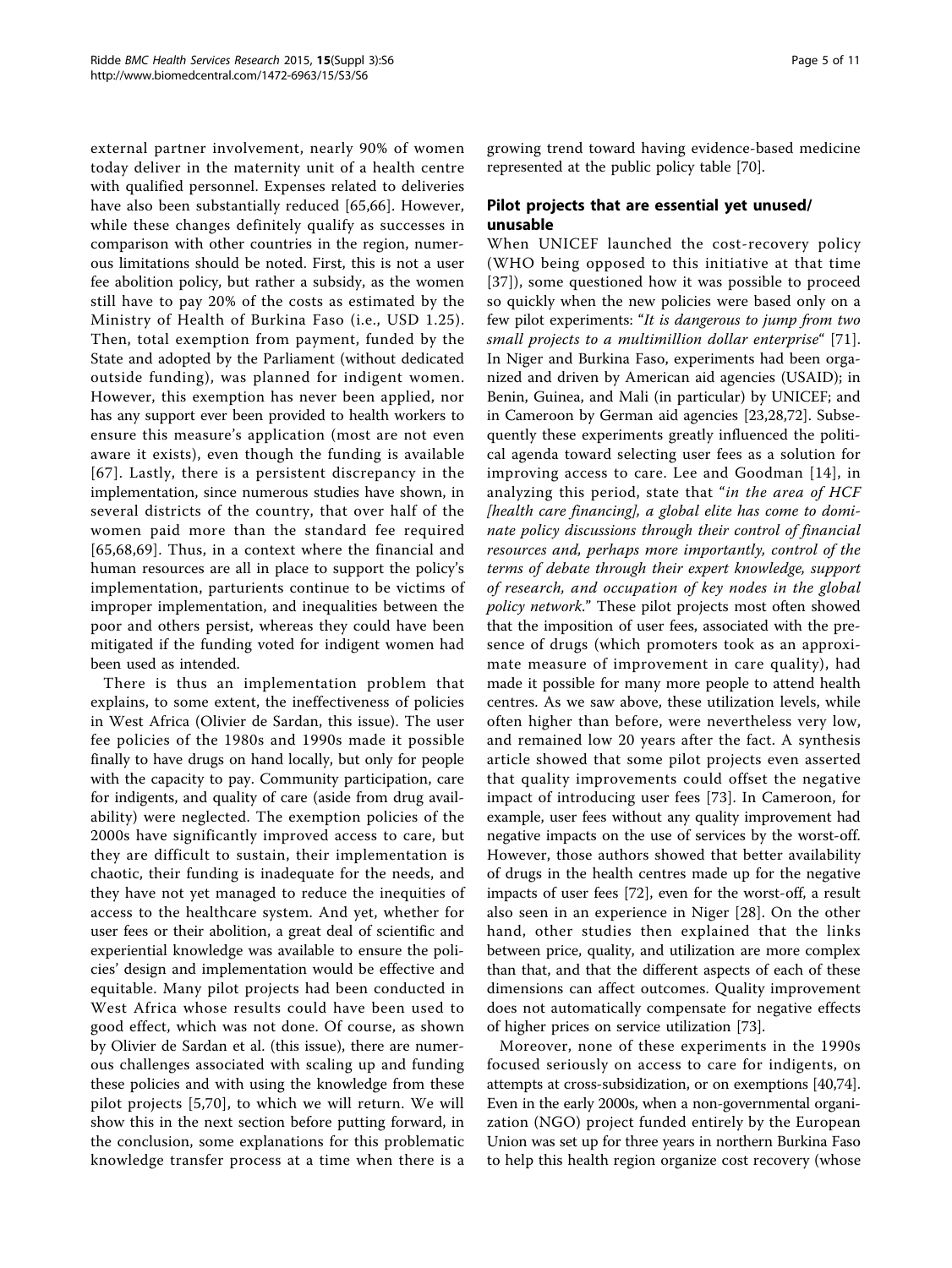external partner involvement, nearly 90% of women today deliver in the maternity unit of a health centre with qualified personnel. Expenses related to deliveries have also been substantially reduced [65,66]. However, while these changes definitely qualify as successes in comparison with other countries in the region, numerous limitations should be noted. First, this is not a user fee abolition policy, but rather a subsidy, as the women still have to pay 20% of the costs as estimated by the Ministry of Health of Burkina Faso (i.e., USD 1.25). Then, total exemption from payment, funded by the State and adopted by the Parliament (without dedicated outside funding), was planned for indigent women. However, this exemption has never been applied, nor has any support ever been provided to health workers to ensure this measure's application (most are not even aware it exists), even though the funding is available [67]. Lastly, there is a persistent discrepancy in the implementation, since numerous studies have shown, in several districts of the country, that over half of the women paid more than the standard fee required [65,68,69]. Thus, in a context where the financial and human resources are all in place to support the policy's implementation, parturients continue to be victims of improper implementation, and inequalities between the poor and others persist, whereas they could have been mitigated if the funding voted for indigent women had been used as intended.

There is thus an implementation problem that explains, to some extent, the ineffectiveness of policies in West Africa (Olivier de Sardan, this issue). The user fee policies of the 1980s and 1990s made it possible finally to have drugs on hand locally, but only for people with the capacity to pay. Community participation, care for indigents, and quality of care (aside from drug availability) were neglected. The exemption policies of the 2000s have significantly improved access to care, but they are difficult to sustain, their implementation is chaotic, their funding is inadequate for the needs, and they have not yet managed to reduce the inequities of access to the healthcare system. And yet, whether for user fees or their abolition, a great deal of scientific and experiential knowledge was available to ensure the policies' design and implementation would be effective and equitable. Many pilot projects had been conducted in West Africa whose results could have been used to good effect, which was not done. Of course, as shown by Olivier de Sardan et al. (this issue), there are numerous challenges associated with scaling up and funding these policies and with using the knowledge from these pilot projects [5,70], to which we will return. We will show this in the next section before putting forward, in the conclusion, some explanations for this problematic knowledge transfer process at a time when there is a growing trend toward having evidence-based medicine represented at the public policy table [70].

## Pilot projects that are essential yet unused/unusable

When UNICEF launched the cost-recovery policy (WHO being opposed to this initiative at that time [37]), some questioned how it was possible to proceed so quickly when the new policies were based only on a few pilot experiments: "*It is dangerous to jump from two small projects to a multimillion dollar enterprise*" [71]. In Niger and Burkina Faso, experiments had been organized and driven by American aid agencies (USAID); in Benin, Guinea, and Mali (in particular) by UNICEF; and in Cameroon by German aid agencies [23,28,72]. Subsequently these experiments greatly influenced the political agenda toward selecting user fees as a solution for improving access to care. Lee and Goodman [14], in analyzing this period, state that "*in the area of HCF [health care financing], a global elite has come to dominate policy discussions through their control of financial resources and, perhaps more importantly, control of the terms of debate through their expert knowledge, support of research, and occupation of key nodes in the global policy network.*" These pilot projects most often showed that the imposition of user fees, associated with the presence of drugs (which promoters took as an approximate measure of improvement in care quality), had made it possible for many more people to attend health centres. As we saw above, these utilization levels, while often higher than before, were nevertheless very low, and remained low 20 years after the fact. A synthesis article showed that some pilot projects even asserted that quality improvements could offset the negative impact of introducing user fees [73]. In Cameroon, for example, user fees without any quality improvement had negative impacts on the use of services by the worst-off. However, those authors showed that better availability of drugs in the health centres made up for the negative impacts of user fees [72], even for the worst-off, a result also seen in an experience in Niger [28]. On the other hand, other studies then explained that the links between price, quality, and utilization are more complex than that, and that the different aspects of each of these dimensions can affect outcomes. Quality improvement does not automatically compensate for negative effects of higher prices on service utilization [73].

Moreover, none of these experiments in the 1990s focused seriously on access to care for indigents, on attempts at cross-subsidization, or on exemptions [40,74]. Even in the early 2000s, when a non-governmental organization (NGO) project funded entirely by the European Union was set up for three years in northern Burkina Faso to help this health region organize cost recovery (whose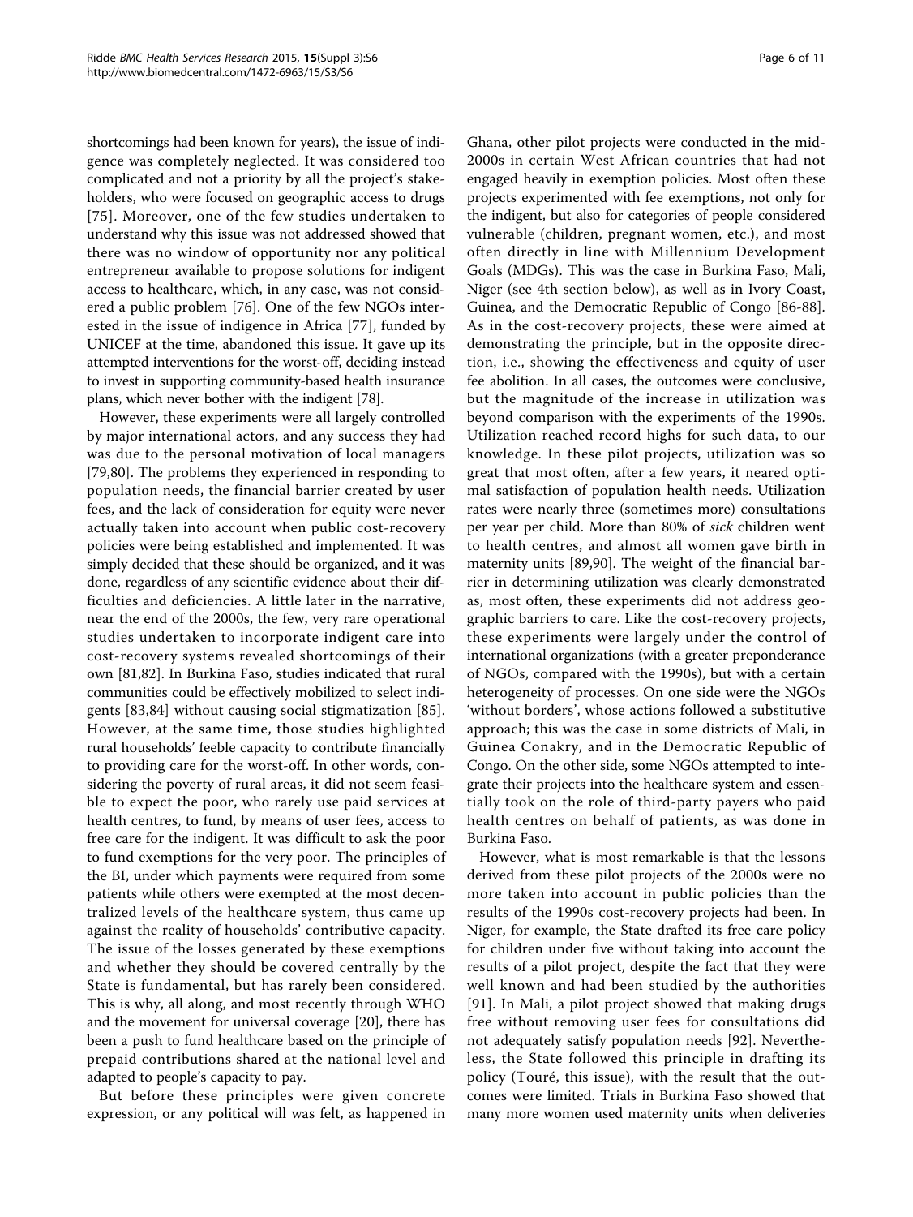shortcomings had been known for years), the issue of indigence was completely neglected. It was considered too complicated and not a priority by all the project's stakeholders, who were focused on geographic access to drugs [75]. Moreover, one of the few studies undertaken to understand why this issue was not addressed showed that there was no window of opportunity nor any political entrepreneur available to propose solutions for indigent access to healthcare, which, in any case, was not considered a public problem [76]. One of the few NGOs interested in the issue of indigence in Africa [77], funded by UNICEF at the time, abandoned this issue. It gave up its attempted interventions for the worst-off, deciding instead to invest in supporting community-based health insurance plans, which never bother with the indigent [78].

However, these experiments were all largely controlled by major international actors, and any success they had was due to the personal motivation of local managers [79,80]. The problems they experienced in responding to population needs, the financial barrier created by user fees, and the lack of consideration for equity were never actually taken into account when public cost-recovery policies were being established and implemented. It was simply decided that these should be organized, and it was done, regardless of any scientific evidence about their difficulties and deficiencies. A little later in the narrative, near the end of the 2000s, the few, very rare operational studies undertaken to incorporate indigent care into cost-recovery systems revealed shortcomings of their own [81,82]. In Burkina Faso, studies indicated that rural communities could be effectively mobilized to select indigents [83,84] without causing social stigmatization [85]. However, at the same time, those studies highlighted rural households' feeble capacity to contribute financially to providing care for the worst-off. In other words, considering the poverty of rural areas, it did not seem feasible to expect the poor, who rarely use paid services at health centres, to fund, by means of user fees, access to free care for the indigent. It was difficult to ask the poor to fund exemptions for the very poor. The principles of the BI, under which payments were required from some patients while others were exempted at the most decentralized levels of the healthcare system, thus came up against the reality of households' contributive capacity. The issue of the losses generated by these exemptions and whether they should be covered centrally by the State is fundamental, but has rarely been considered. This is why, all along, and most recently through WHO and the movement for universal coverage [20], there has been a push to fund healthcare based on the principle of prepaid contributions shared at the national level and adapted to people's capacity to pay.

But before these principles were given concrete expression, or any political will was felt, as happened in Ghana, other pilot projects were conducted in the mid-2000s in certain West African countries that had not engaged heavily in exemption policies. Most often these projects experimented with fee exemptions, not only for the indigent, but also for categories of people considered vulnerable (children, pregnant women, etc.), and most often directly in line with Millennium Development Goals (MDGs). This was the case in Burkina Faso, Mali, Niger (see 4th section below), as well as in Ivory Coast, Guinea, and the Democratic Republic of Congo [86-88]. As in the cost-recovery projects, these were aimed at demonstrating the principle, but in the opposite direction, i.e., showing the effectiveness and equity of user fee abolition. In all cases, the outcomes were conclusive, but the magnitude of the increase in utilization was beyond comparison with the experiments of the 1990s. Utilization reached record highs for such data, to our knowledge. In these pilot projects, utilization was so great that most often, after a few years, it neared optimal satisfaction of population health needs. Utilization rates were nearly three (sometimes more) consultations per year per child. More than 80% of *sick* children went to health centres, and almost all women gave birth in maternity units [89,90]. The weight of the financial barrier in determining utilization was clearly demonstrated as, most often, these experiments did not address geographic barriers to care. Like the cost-recovery projects, these experiments were largely under the control of international organizations (with a greater preponderance of NGOs, compared with the 1990s), but with a certain heterogeneity of processes. On one side were the NGOs 'without borders', whose actions followed a substitutive approach; this was the case in some districts of Mali, in Guinea Conakry, and in the Democratic Republic of Congo. On the other side, some NGOs attempted to integrate their projects into the healthcare system and essentially took on the role of third-party payers who paid health centres on behalf of patients, as was done in Burkina Faso.

However, what is most remarkable is that the lessons derived from these pilot projects of the 2000s were no more taken into account in public policies than the results of the 1990s cost-recovery projects had been. In Niger, for example, the State drafted its free care policy for children under five without taking into account the results of a pilot project, despite the fact that they were well known and had been studied by the authorities [91]. In Mali, a pilot project showed that making drugs free without removing user fees for consultations did not adequately satisfy population needs [92]. Nevertheless, the State followed this principle in drafting its policy (Touré, this issue), with the result that the outcomes were limited. Trials in Burkina Faso showed that many more women used maternity units when deliveries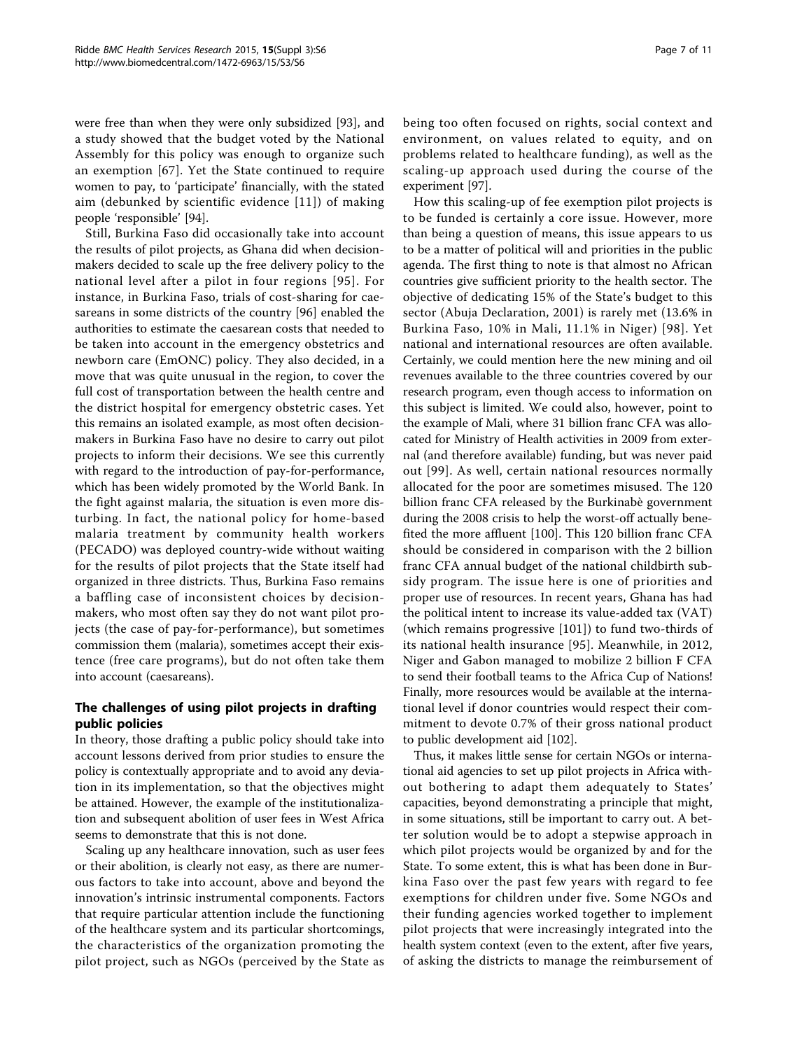were free than when they were only subsidized [93], and a study showed that the budget voted by the National Assembly for this policy was enough to organize such an exemption [67]. Yet the State continued to require women to pay, to 'participate' financially, with the stated aim (debunked by scientific evidence [11]) of making people 'responsible' [94].

Still, Burkina Faso did occasionally take into account the results of pilot projects, as Ghana did when decision-makers decided to scale up the free delivery policy to the national level after a pilot in four regions [95]. For instance, in Burkina Faso, trials of cost-sharing for caesareans in some districts of the country [96] enabled the authorities to estimate the caesarean costs that needed to be taken into account in the emergency obstetrics and newborn care (EmONC) policy. They also decided, in a move that was quite unusual in the region, to cover the full cost of transportation between the health centre and the district hospital for emergency obstetric cases. Yet this remains an isolated example, as most often decision-makers in Burkina Faso have no desire to carry out pilot projects to inform their decisions. We see this currently with regard to the introduction of pay-for-performance, which has been widely promoted by the World Bank. In the fight against malaria, the situation is even more disturbing. In fact, the national policy for home-based malaria treatment by community health workers (PECADO) was deployed country-wide without waiting for the results of pilot projects that the State itself had organized in three districts. Thus, Burkina Faso remains a baffling case of inconsistent choices by decision-makers, who most often say they do not want pilot projects (the case of pay-for-performance), but sometimes commission them (malaria), sometimes accept their existence (free care programs), but do not often take them into account (caesareans).

## The challenges of using pilot projects in drafting public policies

In theory, those drafting a public policy should take into account lessons derived from prior studies to ensure the policy is contextually appropriate and to avoid any deviation in its implementation, so that the objectives might be attained. However, the example of the institutionalization and subsequent abolition of user fees in West Africa seems to demonstrate that this is not done.

Scaling up any healthcare innovation, such as user fees or their abolition, is clearly not easy, as there are numerous factors to take into account, above and beyond the innovation's intrinsic instrumental components. Factors that require particular attention include the functioning of the healthcare system and its particular shortcomings, the characteristics of the organization promoting the pilot project, such as NGOs (perceived by the State as being too often focused on rights, social context and environment, on values related to equity, and on problems related to healthcare funding), as well as the scaling-up approach used during the course of the experiment [97].

How this scaling-up of fee exemption pilot projects is to be funded is certainly a core issue. However, more than being a question of means, this issue appears to us to be a matter of political will and priorities in the public agenda. The first thing to note is that almost no African countries give sufficient priority to the health sector. The objective of dedicating 15% of the State's budget to this sector (Abuja Declaration, 2001) is rarely met (13.6% in Burkina Faso, 10% in Mali, 11.1% in Niger) [98]. Yet national and international resources are often available. Certainly, we could mention here the new mining and oil revenues available to the three countries covered by our research program, even though access to information on this subject is limited. We could also, however, point to the example of Mali, where 31 billion franc CFA was allocated for Ministry of Health activities in 2009 from external (and therefore available) funding, but was never paid out [99]. As well, certain national resources normally allocated for the poor are sometimes misused. The 120 billion franc CFA released by the Burkinabè government during the 2008 crisis to help the worst-off actually benefited the more affluent [100]. This 120 billion franc CFA should be considered in comparison with the 2 billion franc CFA annual budget of the national childbirth subsidy program. The issue here is one of priorities and proper use of resources. In recent years, Ghana has had the political intent to increase its value-added tax (VAT) (which remains progressive [101]) to fund two-thirds of its national health insurance [95]. Meanwhile, in 2012, Niger and Gabon managed to mobilize 2 billion F CFA to send their football teams to the Africa Cup of Nations! Finally, more resources would be available at the international level if donor countries would respect their commitment to devote 0.7% of their gross national product to public development aid [102].

Thus, it makes little sense for certain NGOs or international aid agencies to set up pilot projects in Africa without bothering to adapt them adequately to States' capacities, beyond demonstrating a principle that might, in some situations, still be important to carry out. A better solution would be to adopt a stepwise approach in which pilot projects would be organized by and for the State. To some extent, this is what has been done in Burkina Faso over the past few years with regard to fee exemptions for children under five. Some NGOs and their funding agencies worked together to implement pilot projects that were increasingly integrated into the health system context (even to the extent, after five years, of asking the districts to manage the reimbursement of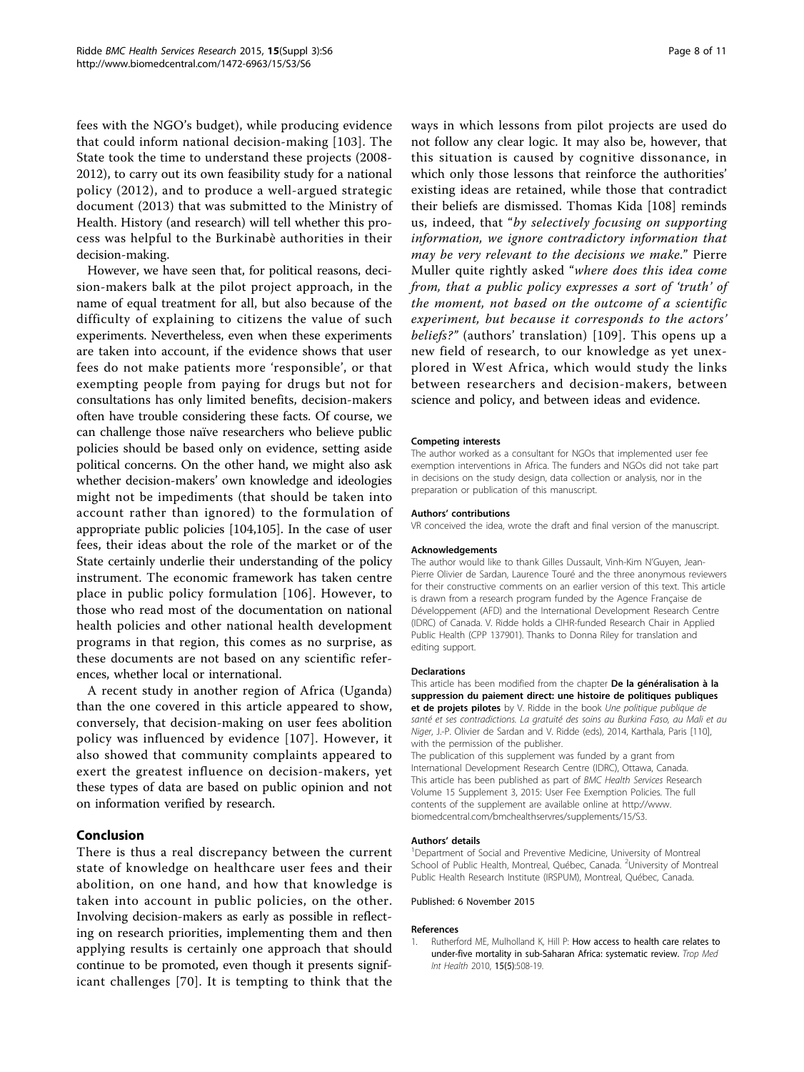fees with the NGO's budget), while producing evidence that could inform national decision-making [103]. The State took the time to understand these projects (2008-2012), to carry out its own feasibility study for a national policy (2012), and to produce a well-argued strategic document (2013) that was submitted to the Ministry of Health. History (and research) will tell whether this process was helpful to the Burkinabè authorities in their decision-making.

However, we have seen that, for political reasons, decision-makers balk at the pilot project approach, in the name of equal treatment for all, but also because of the difficulty of explaining to citizens the value of such experiments. Nevertheless, even when these experiments are taken into account, if the evidence shows that user fees do not make patients more 'responsible', or that exempting people from paying for drugs but not for consultations has only limited benefits, decision-makers often have trouble considering these facts. Of course, we can challenge those naïve researchers who believe public policies should be based only on evidence, setting aside political concerns. On the other hand, we might also ask whether decision-makers' own knowledge and ideologies might not be impediments (that should be taken into account rather than ignored) to the formulation of appropriate public policies [104,105]. In the case of user fees, their ideas about the role of the market or of the State certainly underlie their understanding of the policy instrument. The economic framework has taken centre place in public policy formulation [106]. However, to those who read most of the documentation on national health policies and other national health development programs in that region, this comes as no surprise, as these documents are not based on any scientific references, whether local or international.

A recent study in another region of Africa (Uganda) than the one covered in this article appeared to show, conversely, that decision-making on user fees abolition policy was influenced by evidence [107]. However, it also showed that community complaints appeared to exert the greatest influence on decision-makers, yet these types of data are based on public opinion and not on information verified by research.

## Conclusion

There is thus a real discrepancy between the current state of knowledge on healthcare user fees and their abolition, on one hand, and how that knowledge is taken into account in public policies, on the other. Involving decision-makers as early as possible in reflecting on research priorities, implementing them and then applying results is certainly one approach that should continue to be promoted, even though it presents significant challenges [70]. It is tempting to think that the ways in which lessons from pilot projects are used do not follow any clear logic. It may also be, however, that this situation is caused by cognitive dissonance, in which only those lessons that reinforce the authorities' existing ideas are retained, while those that contradict their beliefs are dismissed. Thomas Kida [108] reminds us, indeed, that "*by selectively focusing on supporting information, we ignore contradictory information that may be very relevant to the decisions we make.*" Pierre Muller quite rightly asked "*where does this idea come from, that a public policy expresses a sort of 'truth' of the moment, not based on the outcome of a scientific experiment, but because it corresponds to the actors' beliefs?*" (authors' translation) [109]. This opens up a new field of research, to our knowledge as yet unexplored in West Africa, which would study the links between researchers and decision-makers, between science and policy, and between ideas and evidence.

#### Competing interests

The author worked as a consultant for NGOs that implemented user fee exemption interventions in Africa. The funders and NGOs did not take part in decisions on the study design, data collection or analysis, nor in the preparation or publication of this manuscript.

#### Authors' contributions

VR conceived the idea, wrote the draft and final version of the manuscript.

#### Acknowledgements

The author would like to thank Gilles Dussault, Vinh-Kim N'Guyen, Jean-Pierre Olivier de Sardan, Laurence Touré and the three anonymous reviewers for their constructive comments on an earlier version of this text. This article is drawn from a research program funded by the Agence Française de Développement (AFD) and the International Development Research Centre (IDRC) of Canada. V. Ridde holds a CIHR-funded Research Chair in Applied Public Health (CPP 137901). Thanks to Donna Riley for translation and editing support.

#### Declarations

This article has been modified from the chapter **De la généralisation à la suppression du paiement direct: une histoire de politiques publiques et de projets pilotes** by V. Ridde in the book *Une politique publique de santé et ses contradictions. La gratuité des soins au Burkina Faso, au Mali et au Niger*, J.-P. Olivier de Sardan and V. Ridde (eds), 2014, Karthala, Paris [110], with the permission of the publisher.

The publication of this supplement was funded by a grant from International Development Research Centre (IDRC), Ottawa, Canada. This article has been published as part of *BMC Health Services* Research Volume 15 Supplement 3, 2015: User Fee Exemption Policies. The full contents of the supplement are available online at http://www.biomedcentral.com/bmchealthservres/supplements/15/S3.

#### Authors' details

[1]Department of Social and Preventive Medicine, University of Montreal School of Public Health, Montreal, Québec, Canada. [2]University of Montreal Public Health Research Institute (IRSPUM), Montreal, Québec, Canada.

Published: 6 November 2015

#### References

1. Rutherford ME, Mulholland K, Hill P: How access to health care relates to under-five mortality in sub-Saharan Africa: systematic review. *Trop Med Int Health* 2010, **15(5)**:508-19.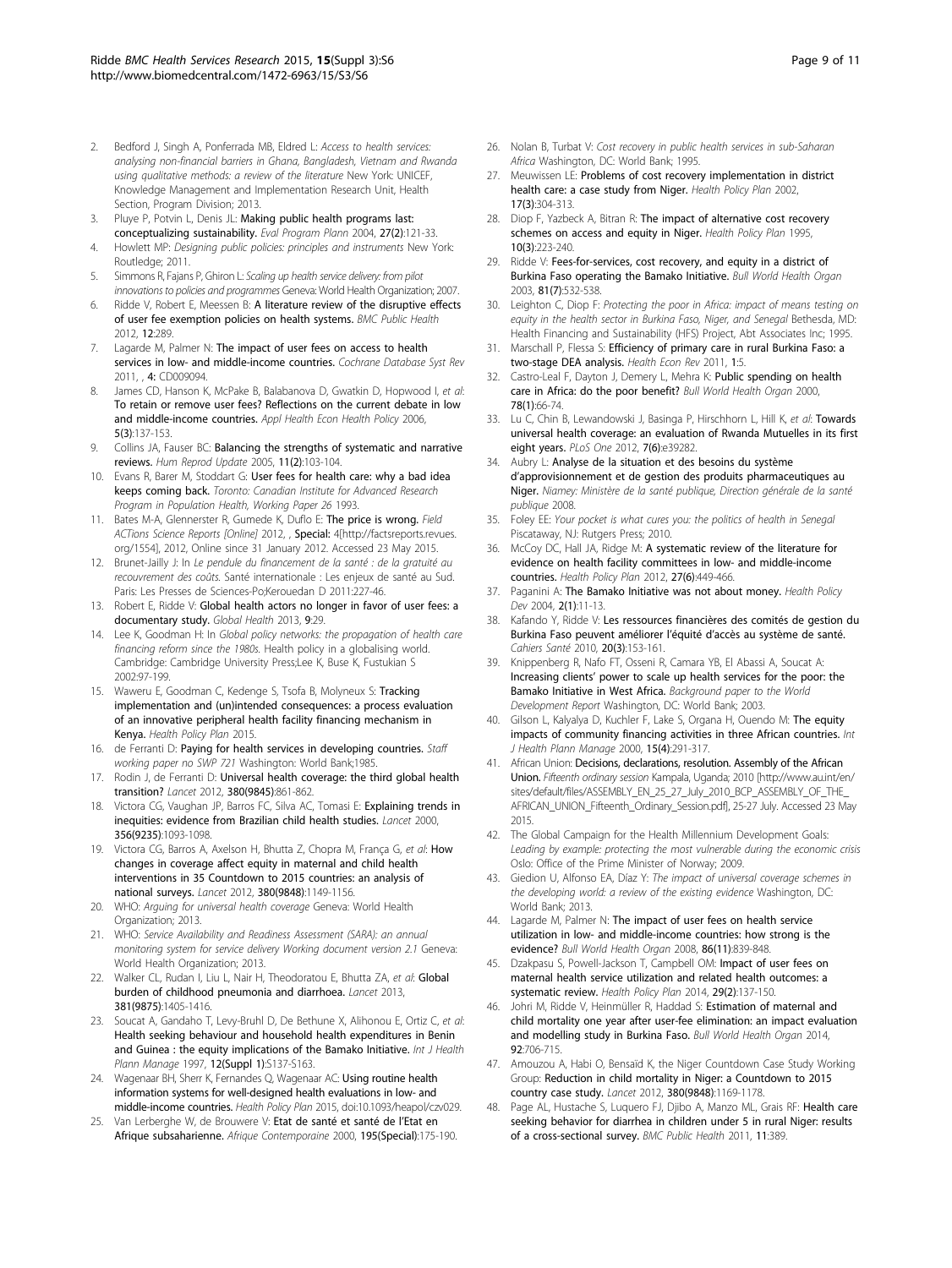2. Bedford J, Singh A, Ponferrada MB, Eldred L: *Access to health services: analysing non-financial barriers in Ghana, Bangladesh, Vietnam and Rwanda using qualitative methods: a review of the literature* New York: UNICEF, Knowledge Management and Implementation Research Unit, Health Section, Program Division; 2013.
3. Pluye P, Potvin L, Denis JL: **Making public health programs last: conceptualizing sustainability.** *Eval Program Plann* 2004, **27(2)**:121-33.
4. Howlett MP: *Designing public policies: principles and instruments* New York: Routledge; 2011.
5. Simmons R, Fajans P, Ghiron L: *Scaling up health service delivery: from pilot innovations to policies and programmes* Geneva: World Health Organization; 2007.
6. Ridde V, Robert E, Meessen B: **A literature review of the disruptive effects of user fee exemption policies on health systems.** *BMC Public Health* 2012, **12**:289.
7. Lagarde M, Palmer N: **The impact of user fees on access to health services in low- and middle-income countries.** *Cochrane Database Syst Rev* 2011, , **4**: CD009094.
8. James CD, Hanson K, McPake B, Balabanova D, Gwatkin D, Hopwood I, *et al*: **To retain or remove user fees? Reflections on the current debate in low and middle-income countries.** *Appl Health Econ Health Policy* 2006, **5(3)**:137-153.
9. Collins JA, Fauser BC: **Balancing the strengths of systematic and narrative reviews.** *Hum Reprod Update* 2005, **11(2)**:103-104.
10. Evans R, Barer M, Stoddart G: **User fees for health care: why a bad idea keeps coming back.** *Toronto: Canadian Institute for Advanced Research Program in Population Health, Working Paper 26* 1993.
11. Bates M-A, Glennerster R, Gumede K, Duflo E: **The price is wrong.** *Field ACTions Science Reports [Online]* 2012, , **Special:** 4[http://factsreports.revues.org/1554], 2012, Online since 31 January 2012. Accessed 23 May 2015.
12. Brunet-Jailly J: In *Le pendule du financement de la santé : de la gratuité au recouvrement des coûts.* Santé internationale : Les enjeux de santé au Sud. Paris: Les Presses de Sciences-Po;Kerouedan D 2011:227-46.
13. Robert E, Ridde V: **Global health actors no longer in favor of user fees: a documentary study.** *Global Health* 2013, **9**:29.
14. Lee K, Goodman H: In *Global policy networks: the propagation of health care financing reform since the 1980s.* Health policy in a globalising world. Cambridge: Cambridge University Press;Lee K, Buse K, Fustukian S 2002:97-199.
15. Waweru E, Goodman C, Kedenge S, Tsofa B, Molyneux S: **Tracking implementation and (un)intended consequences: a process evaluation of an innovative peripheral health facility financing mechanism in Kenya.** *Health Policy Plan* 2015.
16. de Ferranti D: **Paying for health services in developing countries.** *Staff working paper no SWP 721* Washington: World Bank;1985.
17. Rodin J, de Ferranti D: **Universal health coverage: the third global health transition?** *Lancet* 2012, **380(9845)**:861-862.
18. Victora CG, Vaughan JP, Barros FC, Silva AC, Tomasi E: **Explaining trends in inequities: evidence from Brazilian child health studies.** *Lancet* 2000, **356(9235)**:1093-1098.
19. Victora CG, Barros A, Axelson H, Bhutta Z, Chopra M, França G, *et al*: **How changes in coverage affect equity in maternal and child health interventions in 35 Countdown to 2015 countries: an analysis of national surveys.** *Lancet* 2012, **380(9848)**:1149-1156.
20. WHO: *Arguing for universal health coverage* Geneva: World Health Organization; 2013.
21. WHO: *Service Availability and Readiness Assessment (SARA): an annual monitoring system for service delivery Working document version 2.1* Geneva: World Health Organization; 2013.
22. Walker CL, Rudan I, Liu L, Nair H, Theodoratou E, Bhutta ZA, *et al*: **Global burden of childhood pneumonia and diarrhoea.** *Lancet* 2013, **381(9875)**:1405-1416.
23. Soucat A, Gandaho T, Levy-Bruhl D, De Bethune X, Alihonou E, Ortiz C, *et al*: **Health seeking behaviour and household health expenditures in Benin and Guinea : the equity implications of the Bamako Initiative.** *Int J Health Plann Manage* 1997, **12(Suppl 1)**:S137-S163.
24. Wagenaar BH, Sherr K, Fernandes Q, Wagenaar AC: **Using routine health information systems for well-designed health evaluations in low- and middle-income countries.** *Health Policy Plan* 2015, doi:10.1093/heapol/czv029.
25. Van Lerberghe W, de Brouwere V: **Etat de santé et santé de l'Etat en Afrique subsaharienne.** *Afrique Contemporaine* 2000, **195(Special)**:175-190.
26. Nolan B, Turbat V: *Cost recovery in public health services in sub-Saharan Africa* Washington, DC: World Bank; 1995.
27. Meuwissen LE: **Problems of cost recovery implementation in district health care: a case study from Niger.** *Health Policy Plan* 2002, **17(3)**:304-313.
28. Diop F, Yazbeck A, Bitran R: **The impact of alternative cost recovery schemes on access and equity in Niger.** *Health Policy Plan* 1995, **10(3)**:223-240.
29. Ridde V: **Fees-for-services, cost recovery, and equity in a district of Burkina Faso operating the Bamako Initiative.** *Bull World Health Organ* 2003, **81(7)**:532-538.
30. Leighton C, Diop F: *Protecting the poor in Africa: impact of means testing on equity in the health sector in Burkina Faso, Niger, and Senegal* Bethesda, MD: Health Financing and Sustainability (HFS) Project, Abt Associates Inc; 1995.
31. Marschall P, Flessa S: **Efficiency of primary care in rural Burkina Faso: a two-stage DEA analysis.** *Health Econ Rev* 2011, **1**:5.
32. Castro-Leal F, Dayton J, Demery L, Mehra K: **Public spending on health care in Africa: do the poor benefit?** *Bull World Health Organ* 2000, **78(1)**:66-74.
33. Lu C, Chin B, Lewandowski J, Basinga P, Hirschhorn L, Hill K, *et al*: **Towards universal health coverage: an evaluation of Rwanda Mutuelles in its first eight years.** *PLoS One* 2012, **7(6)**:e39282.
34. Aubry L: **Analyse de la situation et des besoins du système d'approvisionnement et de gestion des produits pharmaceutiques au Niger.** *Niamey: Ministère de la santé publique, Direction générale de la santé publique* 2008.
35. Foley EE: *Your pocket is what cures you: the politics of health in Senegal* Piscataway, NJ: Rutgers Press; 2010.
36. McCoy DC, Hall JA, Ridge M: **A systematic review of the literature for evidence on health facility committees in low- and middle-income countries.** *Health Policy Plan* 2012, **27(6)**:449-466.
37. Paganini A: **The Bamako Initiative was not about money.** *Health Policy Dev* 2004, **2(1)**:11-13.
38. Kafando Y, Ridde V: **Les ressources financières des comités de gestion du Burkina Faso peuvent améliorer l'équité d'accès au système de santé.** *Cahiers Santé* 2010, **20(3)**:153-161.
39. Knippenberg R, Nafo FT, Osseni R, Camara YB, El Abassi A, Soucat A: **Increasing clients' power to scale up health services for the poor: the Bamako Initiative in West Africa.** *Background paper to the World Development Report* Washington, DC: World Bank; 2003.
40. Gilson L, Kalyalya D, Kuchler F, Lake S, Organa H, Ouendo M: **The equity impacts of community financing activities in three African countries.** *Int J Health Plann Manage* 2000, **15(4)**:291-317.
41. African Union: **Decisions, declarations, resolution. Assembly of the African Union.** *Fifteenth ordinary session* Kampala, Uganda; 2010 [http://www.au.int/en/sites/default/files/ASSEMBLY_EN_25_27_July_2010_BCP_ASSEMBLY_OF_THE_AFRICAN_UNION_Fifteenth_Ordinary_Session.pdf], 25-27 July. Accessed 23 May 2015.
42. The Global Campaign for the Health Millennium Development Goals: *Leading by example: protecting the most vulnerable during the economic crisis* Oslo: Office of the Prime Minister of Norway; 2009.
43. Giedion U, Alfonso EA, Díaz Y: *The impact of universal coverage schemes in the developing world: a review of the existing evidence* Washington, DC: World Bank; 2013.
44. Lagarde M, Palmer N: **The impact of user fees on health service utilization in low- and middle-income countries: how strong is the evidence?** *Bull World Health Organ* 2008, **86(11)**:839-848.
45. Dzakpasu S, Powell-Jackson T, Campbell OM: **Impact of user fees on maternal health service utilization and related health outcomes: a systematic review.** *Health Policy Plan* 2014, **29(2)**:137-150.
46. Johri M, Ridde V, Heinmüller R, Haddad S: **Estimation of maternal and child mortality one year after user-fee elimination: an impact evaluation and modelling study in Burkina Faso.** *Bull World Health Organ* 2014, **92**:706-715.
47. Amouzou A, Habi O, Bensaïd K, the Niger Countdown Case Study Working Group: **Reduction in child mortality in Niger: a Countdown to 2015 country case study.** *Lancet* 2012, **380(9848)**:1169-1178.
48. Page AL, Hustache S, Luquero FJ, Djibo A, Manzo ML, Grais RF: **Health care seeking behavior for diarrhea in children under 5 in rural Niger: results of a cross-sectional survey.** *BMC Public Health* 2011, **11**:389.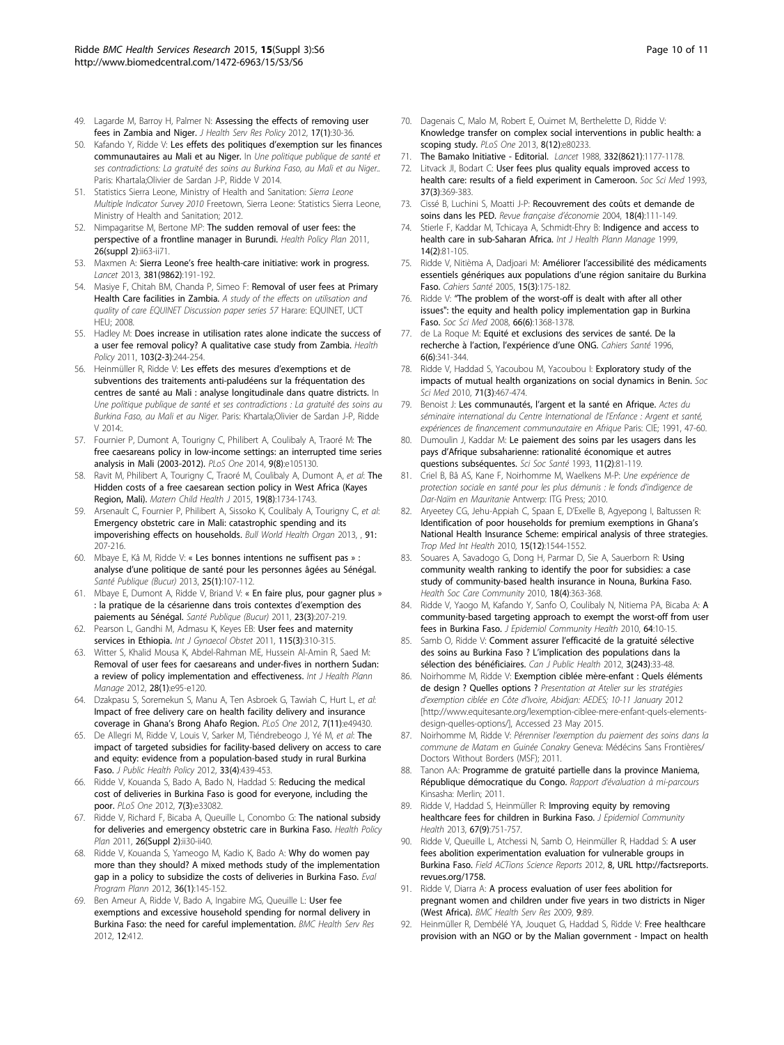49. Lagarde M, Barroy H, Palmer N: **Assessing the effects of removing user fees in Zambia and Niger.** *J Health Serv Res Policy* 2012, **17**(1):30-36.
50. Kafando Y, Ridde V: **Les effets des politiques d'exemption sur les finances communautaires au Mali et au Niger.** In *Une politique publique de santé et ses contradictions: La gratuité des soins au Burkina Faso, au Mali et au Niger.*. Paris: Khartala;Olivier de Sardan J-P, Ridde V 2014.
51. Statistics Sierra Leone, Ministry of Health and Sanitation: *Sierra Leone Multiple Indicator Survey 2010* Freetown, Sierra Leone: Statistics Sierra Leone, Ministry of Health and Sanitation; 2012.
52. Nimpagaritse M, Bertone MP: **The sudden removal of user fees: the perspective of a frontline manager in Burundi.** *Health Policy Plan* 2011, **26**(suppl 2):ii63-ii71.
53. Maxmen A: **Sierra Leone's free health-care initiative: work in progress.** *Lancet* 2013, **381**(9862):191-192.
54. Masiye F, Chitah BM, Chanda P, Simeo F: **Removal of user fees at Primary Health Care facilities in Zambia.** *A study of the effects on utilisation and quality of care EQUINET Discussion paper series 57* Harare: EQUINET, UCT HEU; 2008.
55. Hadley M: **Does increase in utilisation rates alone indicate the success of a user fee removal policy? A qualitative case study from Zambia.** *Health Policy* 2011, **103**(2-3):244-254.
56. Heinmüller R, Ridde V: **Les effets des mesures d'exemptions et de subventions des traitements anti-paludéens sur la fréquentation des centres de santé au Mali : analyse longitudinale dans quatre districts.** In *Une politique publique de santé et ses contradictions : La gratuité des soins au Burkina Faso, au Mali et au Niger.* Paris: Khartala;Olivier de Sardan J-P, Ridde V 2014:.
57. Fournier P, Dumont A, Tourigny C, Philibert A, Coulibaly A, Traoré M: **The free caesareans policy in low-income settings: an interrupted time series analysis in Mali (2003-2012).** *PLoS One* 2014, **9**(8):e105130.
58. Ravit M, Philibert A, Tourigny C, Traoré M, Coulibaly A, Dumont A, et al: **The Hidden costs of a free caesarean section policy in West Africa (Kayes Region, Mali).** *Matern Child Health J* 2015, **19**(8):1734-1743.
59. Arsenault C, Fournier P, Philibert A, Sissoko K, Coulibaly A, Tourigny C, *et al*: **Emergency obstetric care in Mali: catastrophic spending and its impoverishing effects on households.** *Bull World Health Organ* 2013, , **91**: 207-216.
60. Mbaye E, Kâ M, Ridde V: **« Les bonnes intentions ne suffisent pas » : analyse d'une politique de santé pour les personnes âgées au Sénégal.** *Santé Publique (Bucur)* 2013, **25**(1):107-112.
61. Mbaye E, Dumont A, Ridde V, Briand V: **« En faire plus, pour gagner plus » : la pratique de la césarienne dans trois contextes d'exemption des paiements au Sénégal.** *Santé Publique (Bucur)* 2011, **23**(3):207-219.
62. Pearson L, Gandhi M, Admasu K, Keyes EB: **User fees and maternity services in Ethiopia.** *Int J Gynaecol Obstet* 2011, **115**(3):310-315.
63. Witter S, Khalid Mousa K, Abdel-Rahman ME, Hussein Al-Amin R, Saed M: **Removal of user fees for caesareans and under-fives in northern Sudan: a review of policy implementation and effectiveness.** *Int J Health Plann Manage* 2012, **28**(1):e95-e120.
64. Dzakpasu S, Soremekun S, Manu A, Ten Asbroek G, Tawiah C, Hurt L, *et al*: **Impact of free delivery care on health facility delivery and insurance coverage in Ghana's Brong Ahafo Region.** *PLoS One* 2012, **7**(11):e49430.
65. De Allegri M, Ridde V, Louis V, Sarker M, Tiéndrebeogo J, Yé M, *et al*: **The impact of targeted subsidies for facility-based delivery on access to care and equity: evidence from a population-based study in rural Burkina Faso.** *J Public Health Policy* 2012, **33**(4):439-453.
66. Ridde V, Kouanda S, Bado A, Bado N, Haddad S: **Reducing the medical cost of deliveries in Burkina Faso is good for everyone, including the poor.** *PLoS One* 2012, **7**(3):e33082.
67. Ridde V, Richard F, Bicaba A, Queuille L, Conombo G: **The national subsidy for deliveries and emergency obstetric care in Burkina Faso.** *Health Policy Plan* 2011, **26**(Suppl 2):ii30-ii40.
68. Ridde V, Kouanda S, Yameogo M, Kadio K, Bado A: **Why do women pay more than they should? A mixed methods study of the implementation gap in a policy to subsidize the costs of deliveries in Burkina Faso.** *Eval Program Plann* 2012, **36**(1):145-152.
69. Ben Ameur A, Ridde V, Bado A, Ingabire MG, Queuille L: **User fee exemptions and excessive household spending for normal delivery in Burkina Faso: the need for careful implementation.** *BMC Health Serv Res* 2012, **12**:412.
70. Dagenais C, Malo M, Robert E, Ouimet M, Berthelette D, Ridde V: **Knowledge transfer on complex social interventions in public health: a scoping study.** *PLoS One* 2013, **8**(12):e80233.
71. **The Bamako Initiative - Editorial.** *Lancet* 1988, **332**(8621):1177-1178.
72. Litvack JI, Bodart C: **User fees plus quality equals improved access to health care: results of a field experiment in Cameroon.** *Soc Sci Med* 1993, **37**(3):369-383.
73. Cissé B, Luchini S, Moatti J-P: **Recouvrement des coûts et demande de soins dans les PED.** *Revue française d'économie* 2004, **18**(4):111-149.
74. Stierle F, Kaddar M, Tchicaya A, Schmidt-Ehry B: **Indigence and access to health care in sub-Saharan Africa.** *Int J Health Plann Manage* 1999, **14**(2):81-105.
75. Ridde V, Nitièma A, Dadjoari M: **Améliorer l'accessibilité des médicaments essentiels génériques aux populations d'une région sanitaire du Burkina Faso.** *Cahiers Santé* 2005, **15**(3):175-182.
76. Ridde V: **"The problem of the worst-off is dealt with after all other issues": the equity and health policy implementation gap in Burkina Faso.** *Soc Sci Med* 2008, **66**(6):1368-1378.
77. de La Roque M: **Equité et exclusions des services de santé. De la recherche à l'action, l'expérience d'une ONG.** *Cahiers Santé* 1996, **6**(6):341-344.
78. Ridde V, Haddad S, Yacoubou M, Yacoubou I: **Exploratory study of the impacts of mutual health organizations on social dynamics in Benin.** *Soc Sci Med* 2010, **71**(3):467-474.
79. Benoist J: **Les communautés, l'argent et la santé en Afrique.** *Actes du séminaire international du Centre International de l'Enfance : Argent et santé, expériences de financement communautaire en Afrique* Paris: CIE; 1991, 47-60.
80. Dumoulin J, Kaddar M: **Le paiement des soins par les usagers dans les pays d'Afrique subsaharienne: rationalité économique et autres questions subséquentes.** *Sci Soc Santé* 1993, **11**(2):81-119.
81. Criel B, Bâ AS, Kane F, Noirhomme M, Waelkens M-P: *Une expérience de protection sociale en santé pour les plus démunis : le fonds d'indigence de Dar-Naïm en Mauritanie* Antwerp: ITG Press; 2010.
82. Aryeetey CG, Jehu-Appiah C, Spaan E, D'Exelle B, Agyepong I, Baltussen R: **Identification of poor households for premium exemptions in Ghana's National Health Insurance Scheme: empirical analysis of three strategies.** *Trop Med Int Health* 2010, **15**(12):1544-1552.
83. Souares A, Savadogo G, Dong H, Parmar D, Sie A, Sauerborn R: **Using community wealth ranking to identify the poor for subsidies: a case study of community-based health insurance in Nouna, Burkina Faso.** *Health Soc Care Community* 2010, **18**(4):363-368.
84. Ridde V, Yaogo M, Kafando Y, Sanfo O, Coulibaly N, Nitiema PA, Bicaba A: **A community-based targeting approach to exempt the worst-off from user fees in Burkina Faso.** *J Epidemiol Community Health* 2010, **64**:10-15.
85. Samb O, Ridde V: **Comment assurer l'efficacité de la gratuité sélective des soins au Burkina Faso ? L'implication des populations dans la sélection des bénéficiaires.** *Can J Public Health* 2012, **3**(243):33-48.
86. Noirhomme M, Ridde V: **Exemption ciblée mère-enfant : Quels éléments de design ? Quelles options ?** *Presentation at Atelier sur les stratégies d'exemption ciblée en Côte d'Ivoire, Abidjan: AEDES; 10-11 January* 2012 [http://www.equitesante.org/lexemption-ciblee-mere-enfant-quels-elements-design-quelles-options/], Accessed 23 May 2015.
87. Noirhomme M, Ridde V: *Pérenniser l'exemption du paiement des soins dans la commune de Matam en Guinée Conakry* Geneva: Médécins Sans Frontières/ Doctors Without Borders (MSF); 2011.
88. Tanon AA: **Programme de gratuité partielle dans la province Maniema, République démocratique du Congo.** *Rapport d'évaluation à mi-parcours* Kinsasha: Merlin; 2011.
89. Ridde V, Haddad S, Heinmüller R: **Improving equity by removing healthcare fees for children in Burkina Faso.** *J Epidemiol Community Health* 2013, **67**(9):751-757.
90. Ridde V, Queuille L, Atchessi N, Samb O, Heinmüller R, Haddad S: **A user fees abolition experimentation evaluation for vulnerable groups in Burkina Faso.** *Field ACTions Science Reports* 2012, **8**, URL http://factsreports.revues.org/1758.
91. Ridde V, Diarra A: **A process evaluation of user fees abolition for pregnant women and children under five years in two districts in Niger (West Africa).** *BMC Health Serv Res* 2009, **9**:89.
92. Heinmüller R, Dembélé YA, Jouquet G, Haddad S, Ridde V: **Free healthcare provision with an NGO or by the Malian government - Impact on health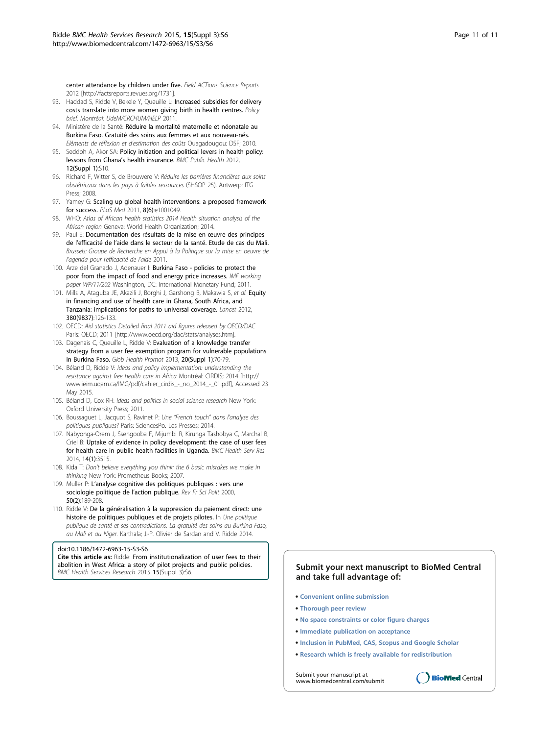center attendance by children under five. *Field ACTions Science Reports* 2012 [http://factsreports.revues.org/1731].

93. Haddad S, Ridde V, Bekele Y, Queuille L: **Increased subsidies for delivery costs translate into more women giving birth in health centres.** *Policy brief. Montréal: UdeM/CRCHUM/HELP* 2011.
94. Ministère de la Santé: **Réduire la mortalité maternelle et néonatale au Burkina Faso. Gratuité des soins aux femmes et aux nouveau-nés.** *Eléments de réflexion et d'estimation des coûts* Ouagadougou: DSF; 2010.
95. Seddoh A, Akor SA: **Policy initiation and political levers in health policy: lessons from Ghana's health insurance.** *BMC Public Health* 2012, **12(Suppl 1)**:S10.
96. Richard F, Witter S, de Brouwere V: *Réduire les barrières financières aux soins obstétricaux dans les pays à faibles ressources* (SHSOP 25). Antwerp: ITG Press; 2008.
97. Yamey G: **Scaling up global health interventions: a proposed framework for success.** *PLoS Med* 2011, **8(6)**:e1001049.
98. WHO: *Atlas of African health statistics 2014 Health situation analysis of the African region* Geneva: World Health Organization; 2014.
99. Paul E: **Documentation des résultats de la mise en œuvre des principes de l'efficacité de l'aide dans le secteur de la santé. Etude de cas du Mali.** *Brussels: Groupe de Recherche en Appui à la Politique sur la mise en oeuvre de l'agenda pour l'efficacité de l'aide* 2011.
100. Arze del Granado J, Adenauer I: **Burkina Faso - policies to protect the poor from the impact of food and energy price increases.** *IMF working paper WP/11/202* Washington, DC: International Monetary Fund; 2011.
101. Mills A, Ataguba JE, Akazili J, Borghi J, Garshong B, Makawia S, *et al*: **Equity in financing and use of health care in Ghana, South Africa, and Tanzania: implications for paths to universal coverage.** *Lancet* 2012, **380(9837)**:126-133.
102. OECD: *Aid statistics Detailed final 2011 aid figures released by OECD/DAC* Paris: OECD; 2011 [http://www.oecd.org/dac/stats/analyses.htm].
103. Dagenais C, Queuille L, Ridde V: **Evaluation of a knowledge transfer strategy from a user fee exemption program for vulnerable populations in Burkina Faso.** *Glob Health Promot* 2013, **20(Suppl 1)**:70-79.
104. Béland D, Ridde V: *Ideas and policy implementation: understanding the resistance against free health care in Africa* Montréal: CIRDIS; 2014 [http://www.ieim.uqam.ca/IMG/pdf/cahier_cirdis_-_no_2014_-_01.pdf], Accessed 23 May 2015.
105. Béland D, Cox RH: *Ideas and politics in social science research* New York: Oxford University Press; 2011.
106. Boussaguet L, Jacquot S, Ravinet P: *Une "French touch" dans l'analyse des politiques publiques?* Paris: SciencesPo. Les Presses; 2014.
107. Nabyonga-Orem J, Ssengooba F, Mijumbi R, Kirunga Tashobya C, Marchal B, Criel B: **Uptake of evidence in policy development: the case of user fees for health care in public health facilities in Uganda.** *BMC Health Serv Res* 2014, **14(1)**:3515.
108. Kida T: *Don't believe everything you think: the 6 basic mistakes we make in thinking* New York: Prometheus Books; 2007.
109. Muller P: **L'analyse cognitive des politiques publiques : vers une sociologie politique de l'action publique.** *Rev Fr Sci Polit* 2000, **50(2)**:189-208.
110. Ridde V: **De la généralisation à la suppression du paiement direct: une histoire de politiques publiques et de projets pilotes.** In *Une politique publique de santé et ses contradictions. La gratuité des soins au Burkina Faso, au Mali et au Niger.* Karthala; J.-P. Olivier de Sardan and V. Ridde 2014.

doi:10.1186/1472-6963-15-S3-S6

**Cite this article as:** Ridde: From institutionalization of user fees to their abolition in West Africa: a story of pilot projects and public policies. *BMC Health Services Research* 2015 **15**(Suppl 3):S6.

**Submit your next manuscript to BioMed Central and take full advantage of:**

- **Convenient online submission**
- **Thorough peer review**
- **No space constraints or color figure charges**
- **Immediate publication on acceptance**
- **Inclusion in PubMed, CAS, Scopus and Google Scholar**
- **Research which is freely available for redistribution**

Submit your manuscript at www.biomedcentral.com/submit

BioMed Central